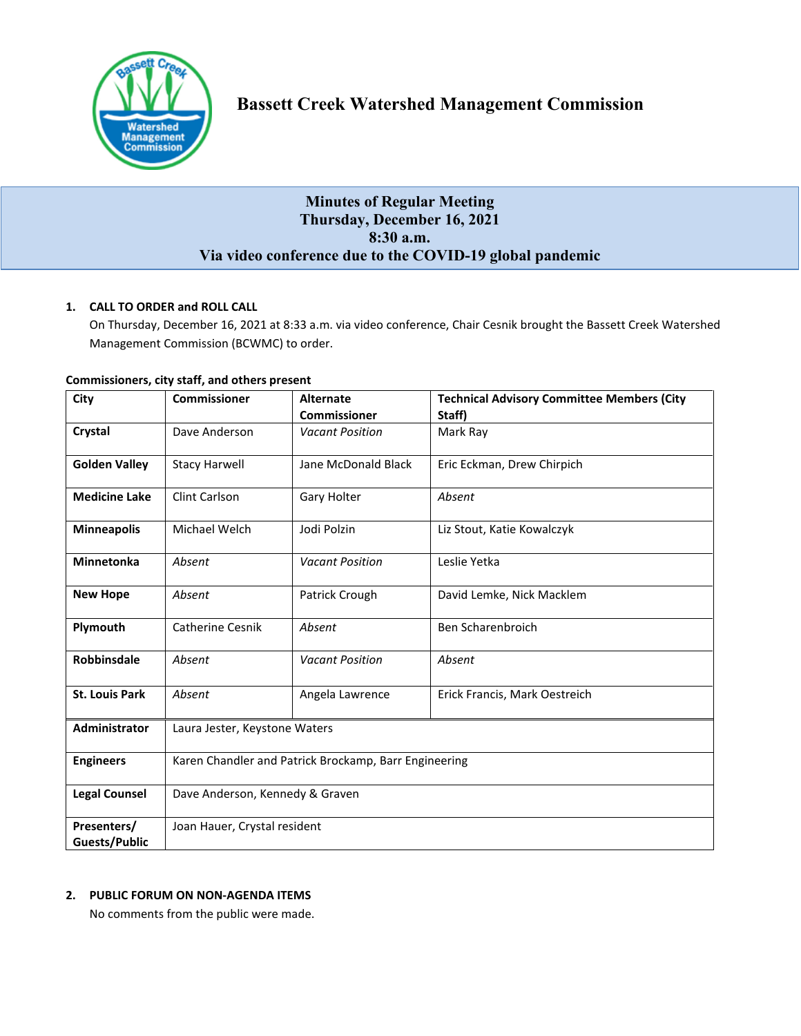# Bassett Creek Watershed Management Commission

**Minutes of Regular Meeting**
**Thursday, December 16, 2021**
**8:30 a.m.**
**Via video conference due to the COVID-19 global pandemic**

## 1. CALL TO ORDER and ROLL CALL

On Thursday, December 16, 2021 at 8:33 a.m. via video conference, Chair Cesnik brought the Bassett Creek Watershed Management Commission (BCWMC) to order.

**Commissioners, city staff, and others present**

| City | Commissioner | Alternate Commissioner | Technical Advisory Committee Members (City Staff) |
|---|---|---|---|
| **Crystal** | Dave Anderson | *Vacant Position* | Mark Ray |
| **Golden Valley** | Stacy Harwell | Jane McDonald Black | Eric Eckman, Drew Chirpich |
| **Medicine Lake** | Clint Carlson | Gary Holter | *Absent* |
| **Minneapolis** | Michael Welch | Jodi Polzin | Liz Stout, Katie Kowalczyk |
| **Minnetonka** | *Absent* | *Vacant Position* | Leslie Yetka |
| **New Hope** | *Absent* | Patrick Crough | David Lemke, Nick Macklem |
| **Plymouth** | Catherine Cesnik | *Absent* | Ben Scharenbroich |
| **Robbinsdale** | *Absent* | *Vacant Position* | *Absent* |
| **St. Louis Park** | *Absent* | Angela Lawrence | Erick Francis, Mark Oestreich |
| **Administrator** | Laura Jester, Keystone Waters | | |
| **Engineers** | Karen Chandler and Patrick Brockamp, Barr Engineering | | |
| **Legal Counsel** | Dave Anderson, Kennedy & Graven | | |
| **Presenters/ Guests/Public** | Joan Hauer, Crystal resident | | |

## 2. PUBLIC FORUM ON NON-AGENDA ITEMS

No comments from the public were made.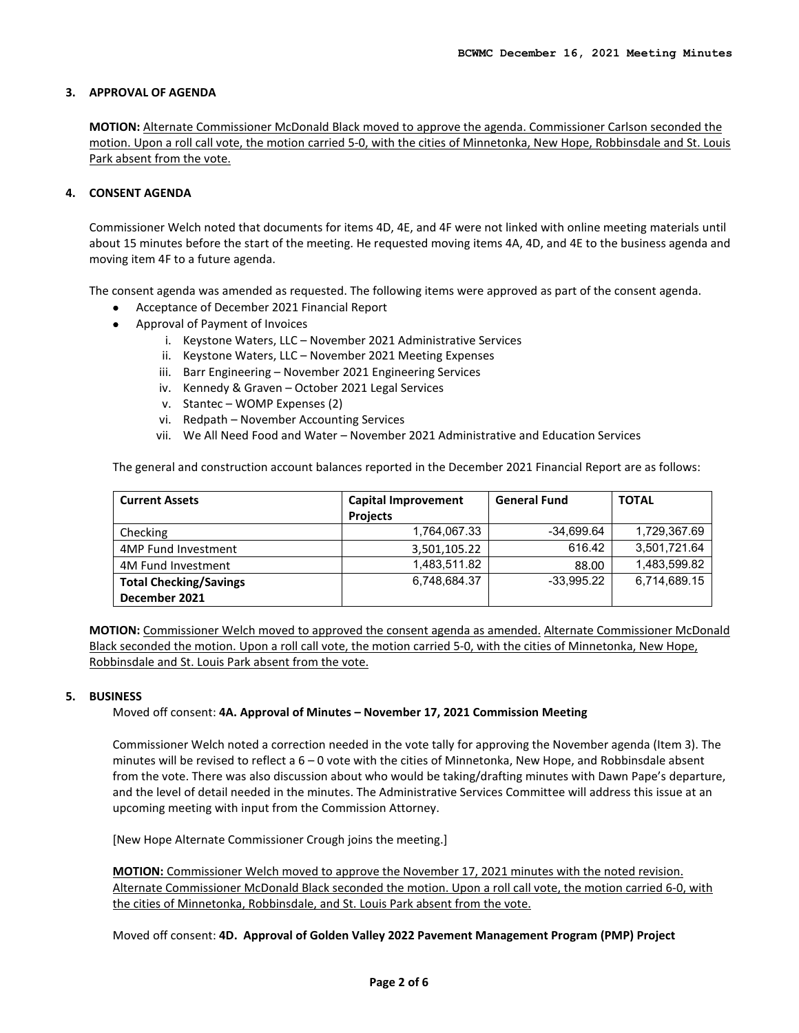### 3. APPROVAL OF AGENDA

**MOTION:** Alternate Commissioner McDonald Black moved to approve the agenda. Commissioner Carlson seconded the motion. Upon a roll call vote, the motion carried 5-0, with the cities of Minnetonka, New Hope, Robbinsdale and St. Louis Park absent from the vote.

### 4. CONSENT AGENDA

Commissioner Welch noted that documents for items 4D, 4E, and 4F were not linked with online meeting materials until about 15 minutes before the start of the meeting. He requested moving items 4A, 4D, and 4E to the business agenda and moving item 4F to a future agenda.

The consent agenda was amended as requested. The following items were approved as part of the consent agenda.

- Acceptance of December 2021 Financial Report
- Approval of Payment of Invoices
    1. Keystone Waters, LLC – November 2021 Administrative Services
    2. Keystone Waters, LLC – November 2021 Meeting Expenses
    3. Barr Engineering – November 2021 Engineering Services
    4. Kennedy & Graven – October 2021 Legal Services
    5. Stantec – WOMP Expenses (2)
    6. Redpath – November Accounting Services
    7. We All Need Food and Water – November 2021 Administrative and Education Services

The general and construction account balances reported in the December 2021 Financial Report are as follows:

| Current Assets | Capital Improvement Projects | General Fund | TOTAL |
|---|---|---|---|
| Checking | 1,764,067.33 | -34,699.64 | 1,729,367.69 |
| 4MP Fund Investment | 3,501,105.22 | 616.42 | 3,501,721.64 |
| 4M Fund Investment | 1,483,511.82 | 88.00 | 1,483,599.82 |
| **Total Checking/Savings December 2021** | 6,748,684.37 | -33,995.22 | 6,714,689.15 |

**MOTION:** Commissioner Welch moved to approved the consent agenda as amended. Alternate Commissioner McDonald Black seconded the motion. Upon a roll call vote, the motion carried 5-0, with the cities of Minnetonka, New Hope, Robbinsdale and St. Louis Park absent from the vote.

### 5. BUSINESS

Moved off consent: **4A. Approval of Minutes – November 17, 2021 Commission Meeting**

Commissioner Welch noted a correction needed in the vote tally for approving the November agenda (Item 3). The minutes will be revised to reflect a 6 – 0 vote with the cities of Minnetonka, New Hope, and Robbinsdale absent from the vote. There was also discussion about who would be taking/drafting minutes with Dawn Pape's departure, and the level of detail needed in the minutes. The Administrative Services Committee will address this issue at an upcoming meeting with input from the Commission Attorney.

[New Hope Alternate Commissioner Crough joins the meeting.]

**MOTION:** Commissioner Welch moved to approve the November 17, 2021 minutes with the noted revision. Alternate Commissioner McDonald Black seconded the motion. Upon a roll call vote, the motion carried 6-0, with the cities of Minnetonka, Robbinsdale, and St. Louis Park absent from the vote.

Moved off consent: **4D. Approval of Golden Valley 2022 Pavement Management Program (PMP) Project**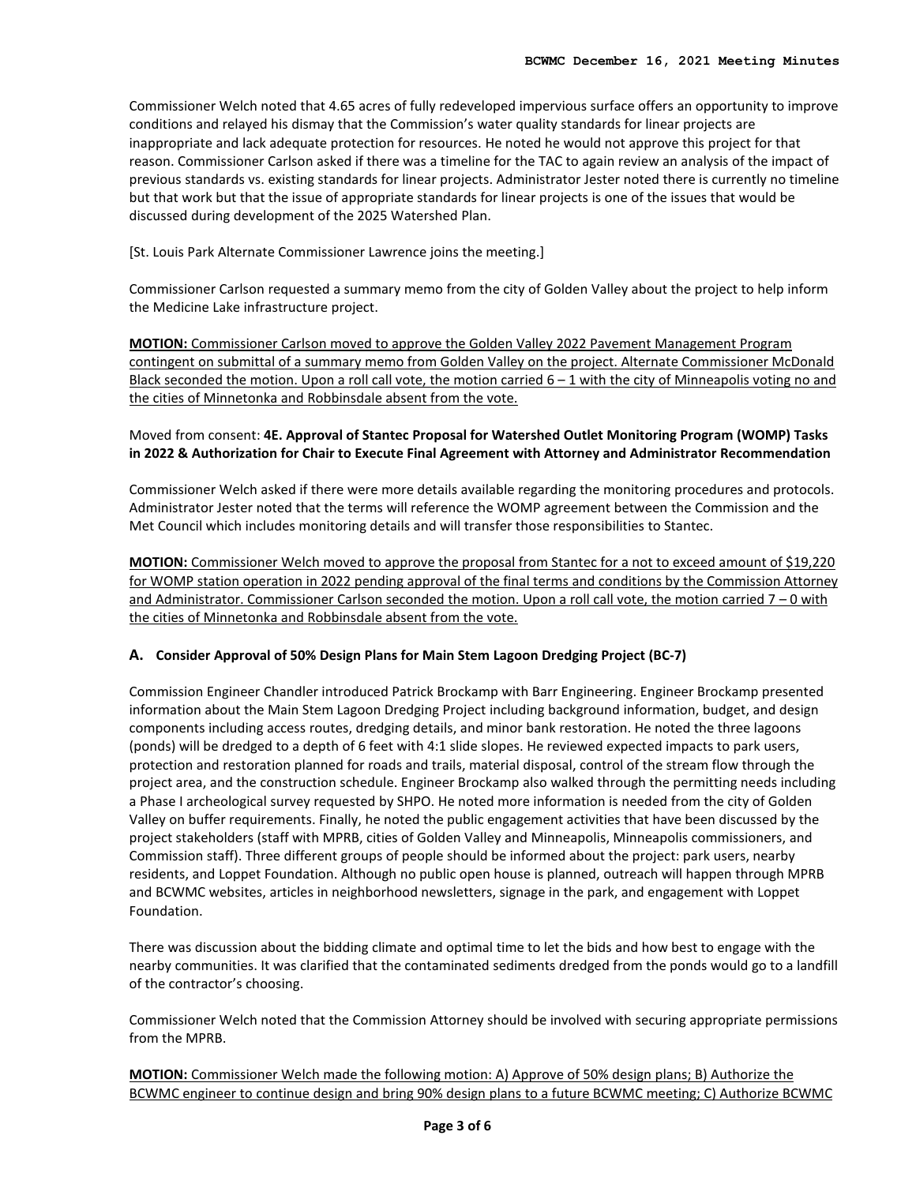Commissioner Welch noted that 4.65 acres of fully redeveloped impervious surface offers an opportunity to improve conditions and relayed his dismay that the Commission's water quality standards for linear projects are inappropriate and lack adequate protection for resources. He noted he would not approve this project for that reason. Commissioner Carlson asked if there was a timeline for the TAC to again review an analysis of the impact of previous standards vs. existing standards for linear projects. Administrator Jester noted there is currently no timeline but that work but that the issue of appropriate standards for linear projects is one of the issues that would be discussed during development of the 2025 Watershed Plan.

[St. Louis Park Alternate Commissioner Lawrence joins the meeting.]

Commissioner Carlson requested a summary memo from the city of Golden Valley about the project to help inform the Medicine Lake infrastructure project.

**MOTION:** Commissioner Carlson moved to approve the Golden Valley 2022 Pavement Management Program contingent on submittal of a summary memo from Golden Valley on the project. Alternate Commissioner McDonald Black seconded the motion. Upon a roll call vote, the motion carried 6 – 1 with the city of Minneapolis voting no and the cities of Minnetonka and Robbinsdale absent from the vote.

Moved from consent: **4E. Approval of Stantec Proposal for Watershed Outlet Monitoring Program (WOMP) Tasks in 2022 & Authorization for Chair to Execute Final Agreement with Attorney and Administrator Recommendation**

Commissioner Welch asked if there were more details available regarding the monitoring procedures and protocols. Administrator Jester noted that the terms will reference the WOMP agreement between the Commission and the Met Council which includes monitoring details and will transfer those responsibilities to Stantec.

**MOTION:** Commissioner Welch moved to approve the proposal from Stantec for a not to exceed amount of $19,220 for WOMP station operation in 2022 pending approval of the final terms and conditions by the Commission Attorney and Administrator. Commissioner Carlson seconded the motion. Upon a roll call vote, the motion carried 7 – 0 with the cities of Minnetonka and Robbinsdale absent from the vote.

### A. Consider Approval of 50% Design Plans for Main Stem Lagoon Dredging Project (BC-7)

Commission Engineer Chandler introduced Patrick Brockamp with Barr Engineering. Engineer Brockamp presented information about the Main Stem Lagoon Dredging Project including background information, budget, and design components including access routes, dredging details, and minor bank restoration. He noted the three lagoons (ponds) will be dredged to a depth of 6 feet with 4:1 slide slopes. He reviewed expected impacts to park users, protection and restoration planned for roads and trails, material disposal, control of the stream flow through the project area, and the construction schedule. Engineer Brockamp also walked through the permitting needs including a Phase I archeological survey requested by SHPO. He noted more information is needed from the city of Golden Valley on buffer requirements. Finally, he noted the public engagement activities that have been discussed by the project stakeholders (staff with MPRB, cities of Golden Valley and Minneapolis, Minneapolis commissioners, and Commission staff). Three different groups of people should be informed about the project: park users, nearby residents, and Loppet Foundation. Although no public open house is planned, outreach will happen through MPRB and BCWMC websites, articles in neighborhood newsletters, signage in the park, and engagement with Loppet Foundation.

There was discussion about the bidding climate and optimal time to let the bids and how best to engage with the nearby communities. It was clarified that the contaminated sediments dredged from the ponds would go to a landfill of the contractor's choosing.

Commissioner Welch noted that the Commission Attorney should be involved with securing appropriate permissions from the MPRB.

**MOTION:** Commissioner Welch made the following motion: A) Approve of 50% design plans; B) Authorize the BCWMC engineer to continue design and bring 90% design plans to a future BCWMC meeting; C) Authorize BCWMC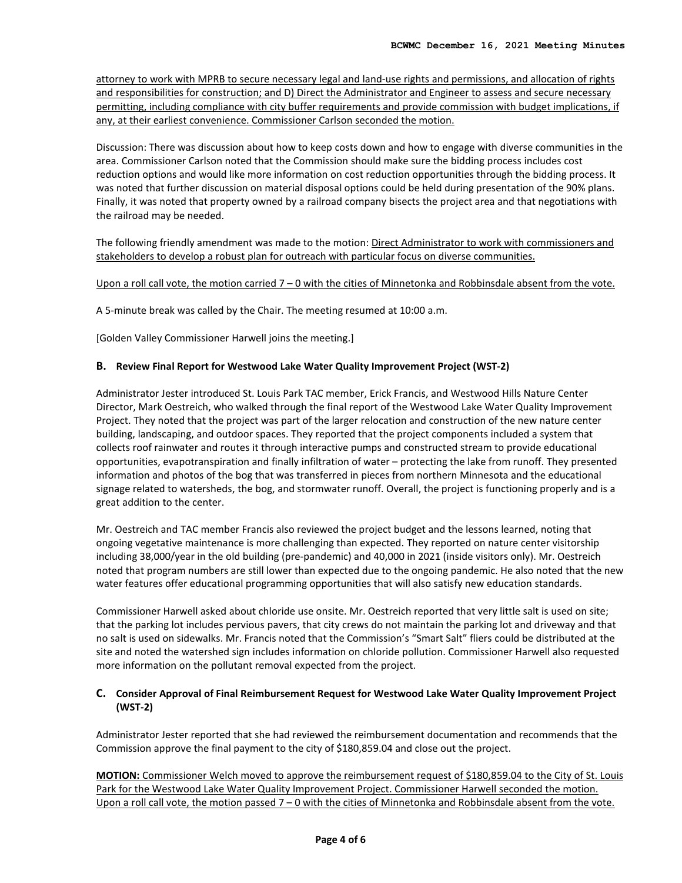attorney to work with MPRB to secure necessary legal and land-use rights and permissions, and allocation of rights and responsibilities for construction; and D) Direct the Administrator and Engineer to assess and secure necessary permitting, including compliance with city buffer requirements and provide commission with budget implications, if any, at their earliest convenience. Commissioner Carlson seconded the motion.

Discussion: There was discussion about how to keep costs down and how to engage with diverse communities in the area. Commissioner Carlson noted that the Commission should make sure the bidding process includes cost reduction options and would like more information on cost reduction opportunities through the bidding process. It was noted that further discussion on material disposal options could be held during presentation of the 90% plans. Finally, it was noted that property owned by a railroad company bisects the project area and that negotiations with the railroad may be needed.

The following friendly amendment was made to the motion: Direct Administrator to work with commissioners and stakeholders to develop a robust plan for outreach with particular focus on diverse communities.

Upon a roll call vote, the motion carried 7 – 0 with the cities of Minnetonka and Robbinsdale absent from the vote.

A 5-minute break was called by the Chair. The meeting resumed at 10:00 a.m.

[Golden Valley Commissioner Harwell joins the meeting.]

### B. Review Final Report for Westwood Lake Water Quality Improvement Project (WST-2)

Administrator Jester introduced St. Louis Park TAC member, Erick Francis, and Westwood Hills Nature Center Director, Mark Oestreich, who walked through the final report of the Westwood Lake Water Quality Improvement Project. They noted that the project was part of the larger relocation and construction of the new nature center building, landscaping, and outdoor spaces. They reported that the project components included a system that collects roof rainwater and routes it through interactive pumps and constructed stream to provide educational opportunities, evapotranspiration and finally infiltration of water – protecting the lake from runoff. They presented information and photos of the bog that was transferred in pieces from northern Minnesota and the educational signage related to watersheds, the bog, and stormwater runoff. Overall, the project is functioning properly and is a great addition to the center.

Mr. Oestreich and TAC member Francis also reviewed the project budget and the lessons learned, noting that ongoing vegetative maintenance is more challenging than expected. They reported on nature center visitorship including 38,000/year in the old building (pre-pandemic) and 40,000 in 2021 (inside visitors only). Mr. Oestreich noted that program numbers are still lower than expected due to the ongoing pandemic. He also noted that the new water features offer educational programming opportunities that will also satisfy new education standards.

Commissioner Harwell asked about chloride use onsite. Mr. Oestreich reported that very little salt is used on site; that the parking lot includes pervious pavers, that city crews do not maintain the parking lot and driveway and that no salt is used on sidewalks. Mr. Francis noted that the Commission's "Smart Salt" fliers could be distributed at the site and noted the watershed sign includes information on chloride pollution. Commissioner Harwell also requested more information on the pollutant removal expected from the project.

### C. Consider Approval of Final Reimbursement Request for Westwood Lake Water Quality Improvement Project (WST-2)

Administrator Jester reported that she had reviewed the reimbursement documentation and recommends that the Commission approve the final payment to the city of $180,859.04 and close out the project.

**MOTION:** Commissioner Welch moved to approve the reimbursement request of $180,859.04 to the City of St. Louis Park for the Westwood Lake Water Quality Improvement Project. Commissioner Harwell seconded the motion. Upon a roll call vote, the motion passed 7 – 0 with the cities of Minnetonka and Robbinsdale absent from the vote.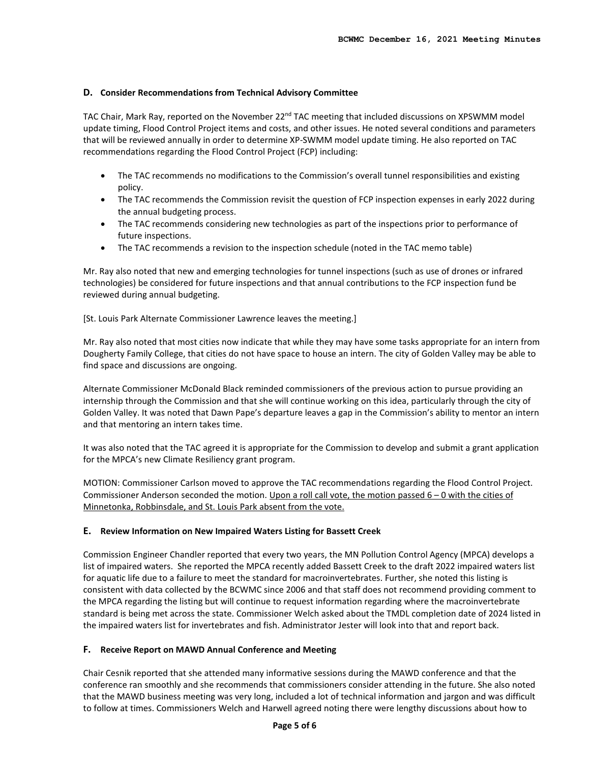### D. Consider Recommendations from Technical Advisory Committee

TAC Chair, Mark Ray, reported on the November 22nd TAC meeting that included discussions on XPSWMM model update timing, Flood Control Project items and costs, and other issues. He noted several conditions and parameters that will be reviewed annually in order to determine XP-SWMM model update timing. He also reported on TAC recommendations regarding the Flood Control Project (FCP) including:

- The TAC recommends no modifications to the Commission's overall tunnel responsibilities and existing policy.
- The TAC recommends the Commission revisit the question of FCP inspection expenses in early 2022 during the annual budgeting process.
- The TAC recommends considering new technologies as part of the inspections prior to performance of future inspections.
- The TAC recommends a revision to the inspection schedule (noted in the TAC memo table)

Mr. Ray also noted that new and emerging technologies for tunnel inspections (such as use of drones or infrared technologies) be considered for future inspections and that annual contributions to the FCP inspection fund be reviewed during annual budgeting.

[St. Louis Park Alternate Commissioner Lawrence leaves the meeting.]

Mr. Ray also noted that most cities now indicate that while they may have some tasks appropriate for an intern from Dougherty Family College, that cities do not have space to house an intern. The city of Golden Valley may be able to find space and discussions are ongoing.

Alternate Commissioner McDonald Black reminded commissioners of the previous action to pursue providing an internship through the Commission and that she will continue working on this idea, particularly through the city of Golden Valley. It was noted that Dawn Pape's departure leaves a gap in the Commission's ability to mentor an intern and that mentoring an intern takes time.

It was also noted that the TAC agreed it is appropriate for the Commission to develop and submit a grant application for the MPCA's new Climate Resiliency grant program.

MOTION: Commissioner Carlson moved to approve the TAC recommendations regarding the Flood Control Project. Commissioner Anderson seconded the motion. <u>Upon a roll call vote, the motion passed 6 – 0 with the cities of Minnetonka, Robbinsdale, and St. Louis Park absent from the vote.</u>

### E. Review Information on New Impaired Waters Listing for Bassett Creek

Commission Engineer Chandler reported that every two years, the MN Pollution Control Agency (MPCA) develops a list of impaired waters. She reported the MPCA recently added Bassett Creek to the draft 2022 impaired waters list for aquatic life due to a failure to meet the standard for macroinvertebrates. Further, she noted this listing is consistent with data collected by the BCWMC since 2006 and that staff does not recommend providing comment to the MPCA regarding the listing but will continue to request information regarding where the macroinvertebrate standard is being met across the state. Commissioner Welch asked about the TMDL completion date of 2024 listed in the impaired waters list for invertebrates and fish. Administrator Jester will look into that and report back.

### F. Receive Report on MAWD Annual Conference and Meeting

Chair Cesnik reported that she attended many informative sessions during the MAWD conference and that the conference ran smoothly and she recommends that commissioners consider attending in the future. She also noted that the MAWD business meeting was very long, included a lot of technical information and jargon and was difficult to follow at times. Commissioners Welch and Harwell agreed noting there were lengthy discussions about how to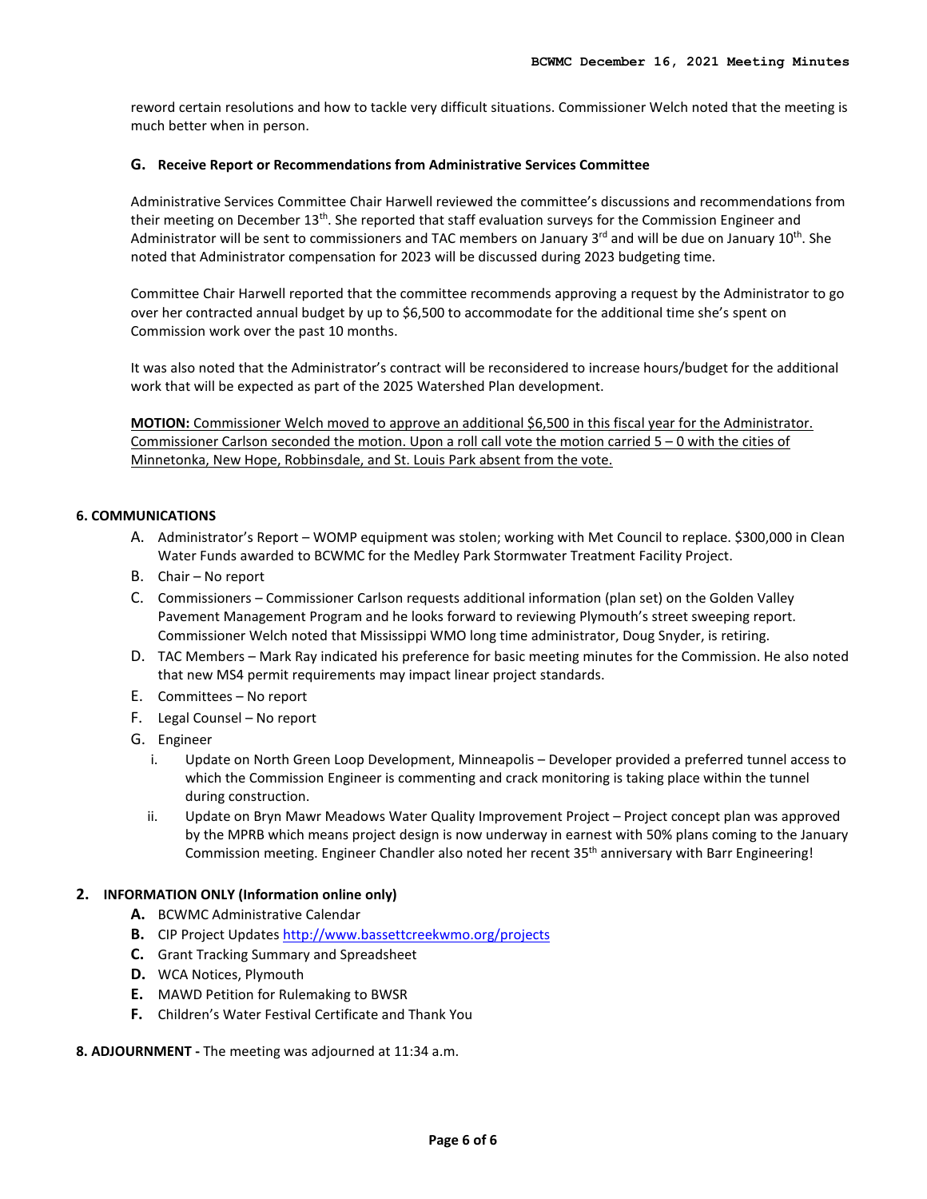reword certain resolutions and how to tackle very difficult situations. Commissioner Welch noted that the meeting is much better when in person.

### G. Receive Report or Recommendations from Administrative Services Committee

Administrative Services Committee Chair Harwell reviewed the committee's discussions and recommendations from their meeting on December 13th. She reported that staff evaluation surveys for the Commission Engineer and Administrator will be sent to commissioners and TAC members on January 3rd and will be due on January 10th. She noted that Administrator compensation for 2023 will be discussed during 2023 budgeting time.

Committee Chair Harwell reported that the committee recommends approving a request by the Administrator to go over her contracted annual budget by up to $6,500 to accommodate for the additional time she's spent on Commission work over the past 10 months.

It was also noted that the Administrator's contract will be reconsidered to increase hours/budget for the additional work that will be expected as part of the 2025 Watershed Plan development.

**MOTION:** Commissioner Welch moved to approve an additional $6,500 in this fiscal year for the Administrator. Commissioner Carlson seconded the motion. Upon a roll call vote the motion carried 5 – 0 with the cities of Minnetonka, New Hope, Robbinsdale, and St. Louis Park absent from the vote.

## 6. COMMUNICATIONS

A. Administrator's Report – WOMP equipment was stolen; working with Met Council to replace. $300,000 in Clean Water Funds awarded to BCWMC for the Medley Park Stormwater Treatment Facility Project.

B. Chair – No report

C. Commissioners – Commissioner Carlson requests additional information (plan set) on the Golden Valley Pavement Management Program and he looks forward to reviewing Plymouth's street sweeping report. Commissioner Welch noted that Mississippi WMO long time administrator, Doug Snyder, is retiring.

D. TAC Members – Mark Ray indicated his preference for basic meeting minutes for the Commission. He also noted that new MS4 permit requirements may impact linear project standards.

E. Committees – No report

F. Legal Counsel – No report

G. Engineer

   i. Update on North Green Loop Development, Minneapolis – Developer provided a preferred tunnel access to which the Commission Engineer is commenting and crack monitoring is taking place within the tunnel during construction.

   ii. Update on Bryn Mawr Meadows Water Quality Improvement Project – Project concept plan was approved by the MPRB which means project design is now underway in earnest with 50% plans coming to the January Commission meeting. Engineer Chandler also noted her recent 35th anniversary with Barr Engineering!

## 2. INFORMATION ONLY (Information online only)

**A.** BCWMC Administrative Calendar

**B.** CIP Project Updates http://www.bassettcreekwmo.org/projects

**C.** Grant Tracking Summary and Spreadsheet

**D.** WCA Notices, Plymouth

**E.** MAWD Petition for Rulemaking to BWSR

**F.** Children's Water Festival Certificate and Thank You

**8. ADJOURNMENT -** The meeting was adjourned at 11:34 a.m.